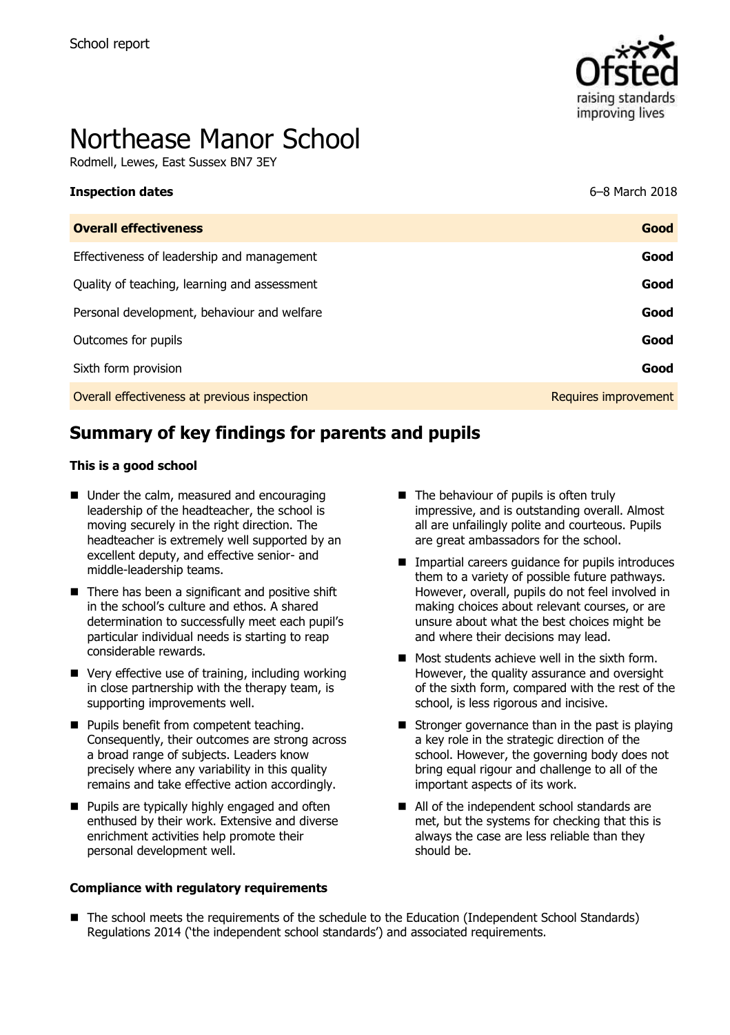School report

# Northease Manor School

Rodmell, Lewes, East Sussex BN7 3EY

| **Inspection dates** | 6–8 March 2018 |
|---|---|
| **Overall effectiveness** | **Good** |
| Effectiveness of leadership and management | **Good** |
| Quality of teaching, learning and assessment | **Good** |
| Personal development, behaviour and welfare | **Good** |
| Outcomes for pupils | **Good** |
| Sixth form provision | **Good** |
| Overall effectiveness at previous inspection | Requires improvement |

## Summary of key findings for parents and pupils

**This is a good school**

- Under the calm, measured and encouraging leadership of the headteacher, the school is moving securely in the right direction. The headteacher is extremely well supported by an excellent deputy, and effective senior- and middle-leadership teams.
- There has been a significant and positive shift in the school's culture and ethos. A shared determination to successfully meet each pupil's particular individual needs is starting to reap considerable rewards.
- Very effective use of training, including working in close partnership with the therapy team, is supporting improvements well.
- Pupils benefit from competent teaching. Consequently, their outcomes are strong across a broad range of subjects. Leaders know precisely where any variability in this quality remains and take effective action accordingly.
- Pupils are typically highly engaged and often enthused by their work. Extensive and diverse enrichment activities help promote their personal development well.
- The behaviour of pupils is often truly impressive, and is outstanding overall. Almost all are unfailingly polite and courteous. Pupils are great ambassadors for the school.
- Impartial careers guidance for pupils introduces them to a variety of possible future pathways. However, overall, pupils do not feel involved in making choices about relevant courses, or are unsure about what the best choices might be and where their decisions may lead.
- Most students achieve well in the sixth form. However, the quality assurance and oversight of the sixth form, compared with the rest of the school, is less rigorous and incisive.
- Stronger governance than in the past is playing a key role in the strategic direction of the school. However, the governing body does not bring equal rigour and challenge to all of the important aspects of its work.
- All of the independent school standards are met, but the systems for checking that this is always the case are less reliable than they should be.

**Compliance with regulatory requirements**

- The school meets the requirements of the schedule to the Education (Independent School Standards) Regulations 2014 ('the independent school standards') and associated requirements.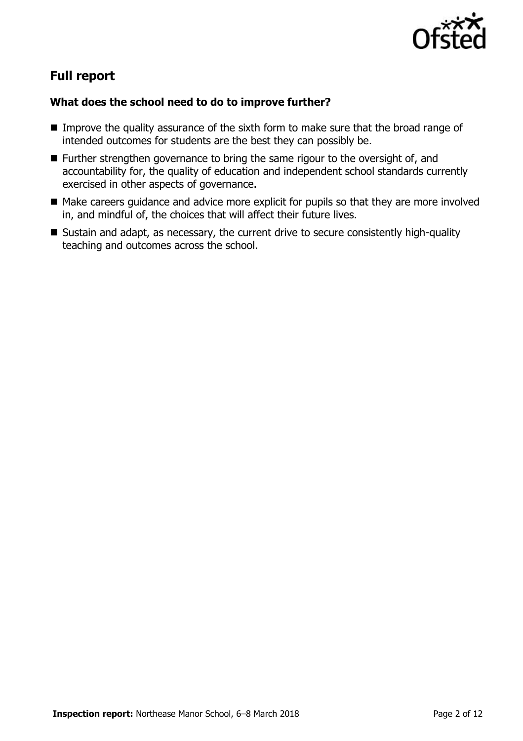## Full report

### What does the school need to do to improve further?

- Improve the quality assurance of the sixth form to make sure that the broad range of intended outcomes for students are the best they can possibly be.
- Further strengthen governance to bring the same rigour to the oversight of, and accountability for, the quality of education and independent school standards currently exercised in other aspects of governance.
- Make careers guidance and advice more explicit for pupils so that they are more involved in, and mindful of, the choices that will affect their future lives.
- Sustain and adapt, as necessary, the current drive to secure consistently high-quality teaching and outcomes across the school.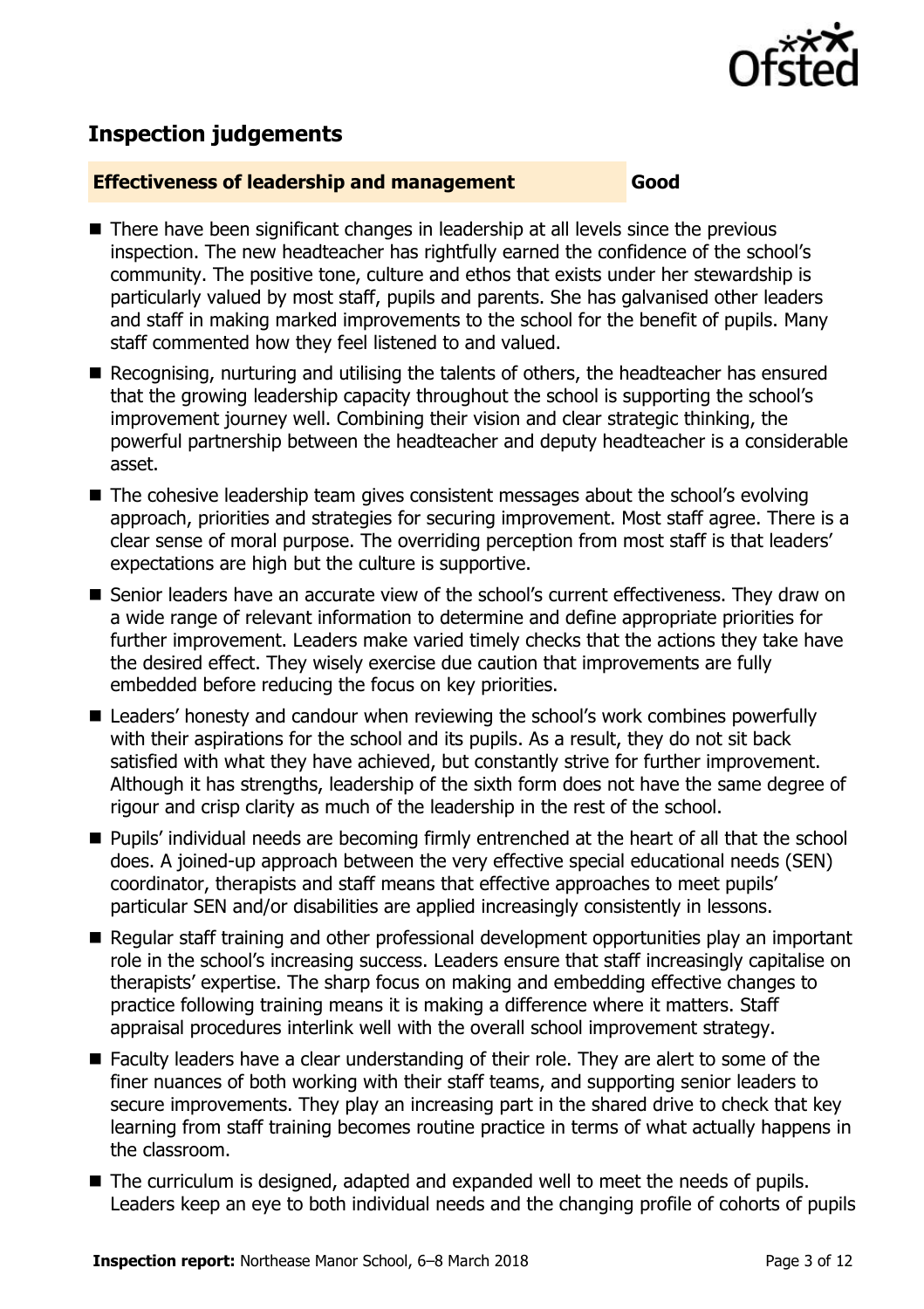## Inspection judgements

**Effectiveness of leadership and management** **Good**

- There have been significant changes in leadership at all levels since the previous inspection. The new headteacher has rightfully earned the confidence of the school's community. The positive tone, culture and ethos that exists under her stewardship is particularly valued by most staff, pupils and parents. She has galvanised other leaders and staff in making marked improvements to the school for the benefit of pupils. Many staff commented how they feel listened to and valued.
- Recognising, nurturing and utilising the talents of others, the headteacher has ensured that the growing leadership capacity throughout the school is supporting the school's improvement journey well. Combining their vision and clear strategic thinking, the powerful partnership between the headteacher and deputy headteacher is a considerable asset.
- The cohesive leadership team gives consistent messages about the school's evolving approach, priorities and strategies for securing improvement. Most staff agree. There is a clear sense of moral purpose. The overriding perception from most staff is that leaders' expectations are high but the culture is supportive.
- Senior leaders have an accurate view of the school's current effectiveness. They draw on a wide range of relevant information to determine and define appropriate priorities for further improvement. Leaders make varied timely checks that the actions they take have the desired effect. They wisely exercise due caution that improvements are fully embedded before reducing the focus on key priorities.
- Leaders' honesty and candour when reviewing the school's work combines powerfully with their aspirations for the school and its pupils. As a result, they do not sit back satisfied with what they have achieved, but constantly strive for further improvement. Although it has strengths, leadership of the sixth form does not have the same degree of rigour and crisp clarity as much of the leadership in the rest of the school.
- Pupils' individual needs are becoming firmly entrenched at the heart of all that the school does. A joined-up approach between the very effective special educational needs (SEN) coordinator, therapists and staff means that effective approaches to meet pupils' particular SEN and/or disabilities are applied increasingly consistently in lessons.
- Regular staff training and other professional development opportunities play an important role in the school's increasing success. Leaders ensure that staff increasingly capitalise on therapists' expertise. The sharp focus on making and embedding effective changes to practice following training means it is making a difference where it matters. Staff appraisal procedures interlink well with the overall school improvement strategy.
- Faculty leaders have a clear understanding of their role. They are alert to some of the finer nuances of both working with their staff teams, and supporting senior leaders to secure improvements. They play an increasing part in the shared drive to check that key learning from staff training becomes routine practice in terms of what actually happens in the classroom.
- The curriculum is designed, adapted and expanded well to meet the needs of pupils. Leaders keep an eye to both individual needs and the changing profile of cohorts of pupils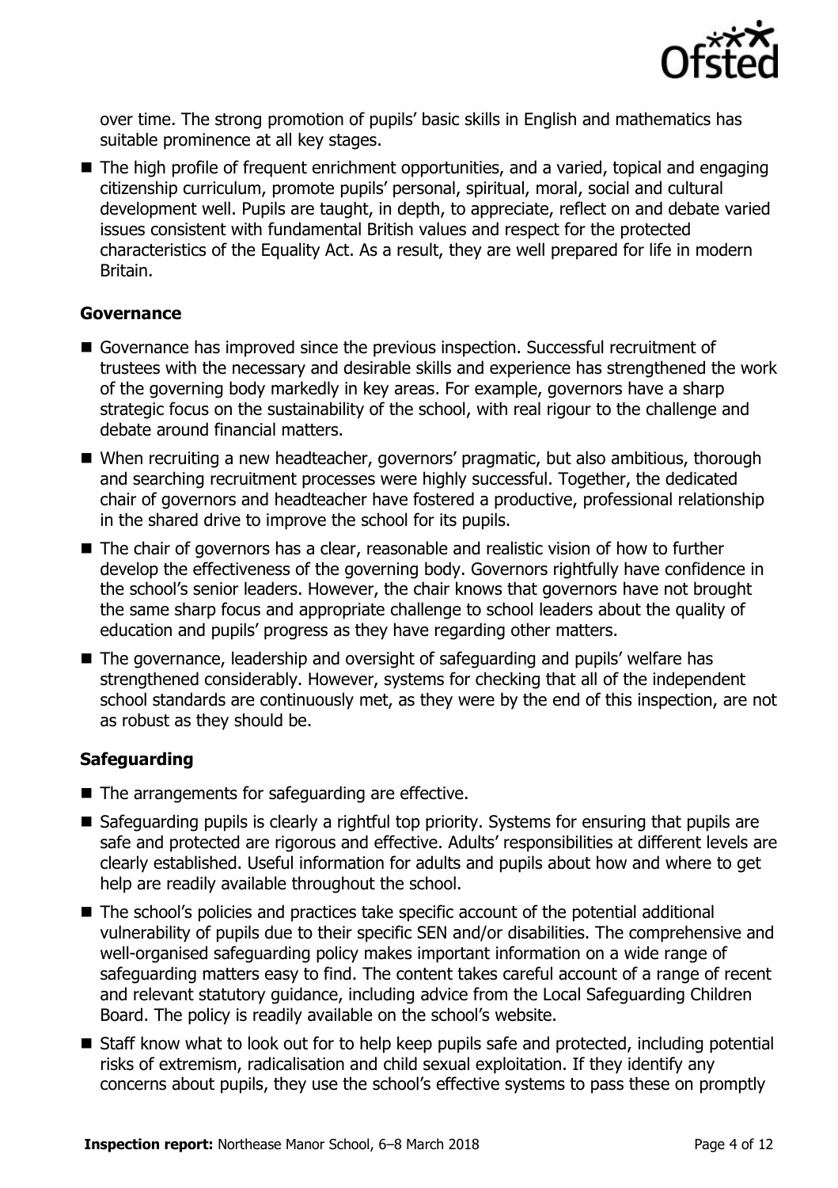over time. The strong promotion of pupils' basic skills in English and mathematics has suitable prominence at all key stages.

- The high profile of frequent enrichment opportunities, and a varied, topical and engaging citizenship curriculum, promote pupils' personal, spiritual, moral, social and cultural development well. Pupils are taught, in depth, to appreciate, reflect on and debate varied issues consistent with fundamental British values and respect for the protected characteristics of the Equality Act. As a result, they are well prepared for life in modern Britain.

### Governance

- Governance has improved since the previous inspection. Successful recruitment of trustees with the necessary and desirable skills and experience has strengthened the work of the governing body markedly in key areas. For example, governors have a sharp strategic focus on the sustainability of the school, with real rigour to the challenge and debate around financial matters.
- When recruiting a new headteacher, governors' pragmatic, but also ambitious, thorough and searching recruitment processes were highly successful. Together, the dedicated chair of governors and headteacher have fostered a productive, professional relationship in the shared drive to improve the school for its pupils.
- The chair of governors has a clear, reasonable and realistic vision of how to further develop the effectiveness of the governing body. Governors rightfully have confidence in the school's senior leaders. However, the chair knows that governors have not brought the same sharp focus and appropriate challenge to school leaders about the quality of education and pupils' progress as they have regarding other matters.
- The governance, leadership and oversight of safeguarding and pupils' welfare has strengthened considerably. However, systems for checking that all of the independent school standards are continuously met, as they were by the end of this inspection, are not as robust as they should be.

### Safeguarding

- The arrangements for safeguarding are effective.
- Safeguarding pupils is clearly a rightful top priority. Systems for ensuring that pupils are safe and protected are rigorous and effective. Adults' responsibilities at different levels are clearly established. Useful information for adults and pupils about how and where to get help are readily available throughout the school.
- The school's policies and practices take specific account of the potential additional vulnerability of pupils due to their specific SEN and/or disabilities. The comprehensive and well-organised safeguarding policy makes important information on a wide range of safeguarding matters easy to find. The content takes careful account of a range of recent and relevant statutory guidance, including advice from the Local Safeguarding Children Board. The policy is readily available on the school's website.
- Staff know what to look out for to help keep pupils safe and protected, including potential risks of extremism, radicalisation and child sexual exploitation. If they identify any concerns about pupils, they use the school's effective systems to pass these on promptly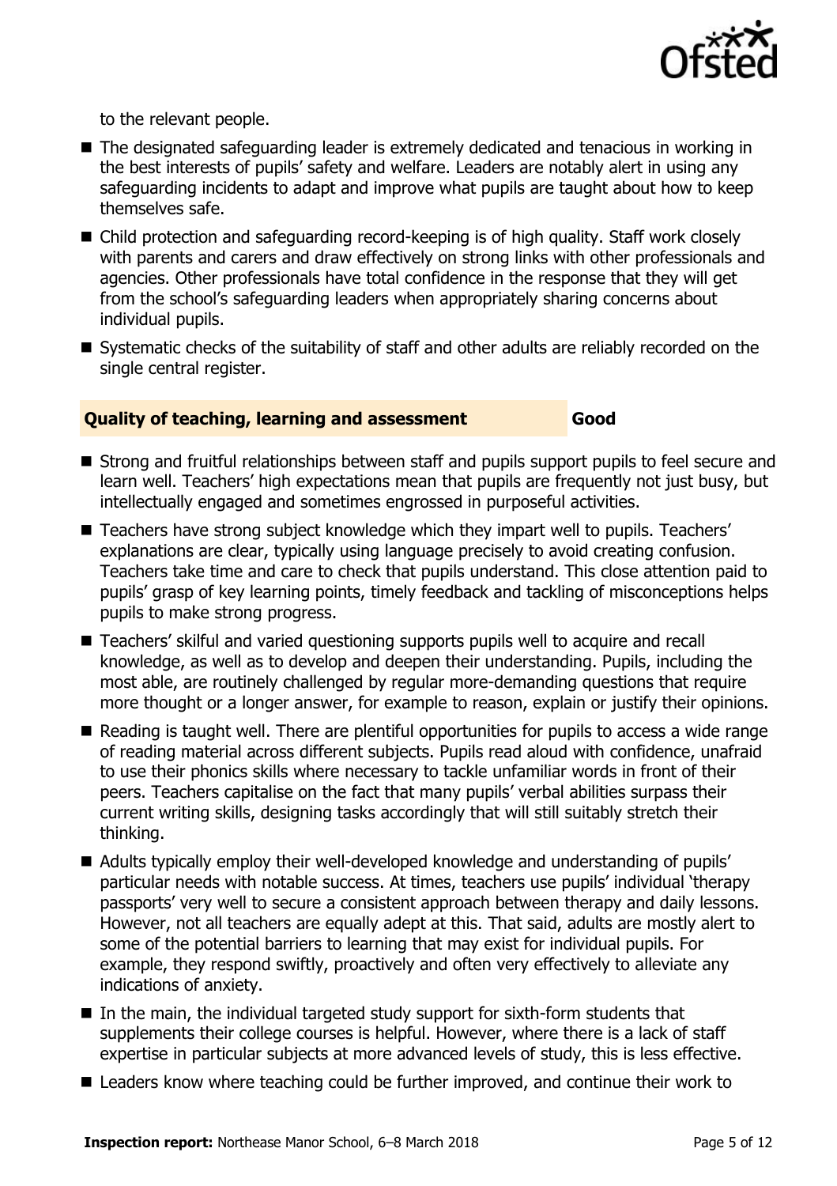to the relevant people.

- The designated safeguarding leader is extremely dedicated and tenacious in working in the best interests of pupils' safety and welfare. Leaders are notably alert in using any safeguarding incidents to adapt and improve what pupils are taught about how to keep themselves safe.
- Child protection and safeguarding record-keeping is of high quality. Staff work closely with parents and carers and draw effectively on strong links with other professionals and agencies. Other professionals have total confidence in the response that they will get from the school's safeguarding leaders when appropriately sharing concerns about individual pupils.
- Systematic checks of the suitability of staff and other adults are reliably recorded on the single central register.

## Quality of teaching, learning and assessment — Good

- Strong and fruitful relationships between staff and pupils support pupils to feel secure and learn well. Teachers' high expectations mean that pupils are frequently not just busy, but intellectually engaged and sometimes engrossed in purposeful activities.
- Teachers have strong subject knowledge which they impart well to pupils. Teachers' explanations are clear, typically using language precisely to avoid creating confusion. Teachers take time and care to check that pupils understand. This close attention paid to pupils' grasp of key learning points, timely feedback and tackling of misconceptions helps pupils to make strong progress.
- Teachers' skilful and varied questioning supports pupils well to acquire and recall knowledge, as well as to develop and deepen their understanding. Pupils, including the most able, are routinely challenged by regular more-demanding questions that require more thought or a longer answer, for example to reason, explain or justify their opinions.
- Reading is taught well. There are plentiful opportunities for pupils to access a wide range of reading material across different subjects. Pupils read aloud with confidence, unafraid to use their phonics skills where necessary to tackle unfamiliar words in front of their peers. Teachers capitalise on the fact that many pupils' verbal abilities surpass their current writing skills, designing tasks accordingly that will still suitably stretch their thinking.
- Adults typically employ their well-developed knowledge and understanding of pupils' particular needs with notable success. At times, teachers use pupils' individual 'therapy passports' very well to secure a consistent approach between therapy and daily lessons. However, not all teachers are equally adept at this. That said, adults are mostly alert to some of the potential barriers to learning that may exist for individual pupils. For example, they respond swiftly, proactively and often very effectively to alleviate any indications of anxiety.
- In the main, the individual targeted study support for sixth-form students that supplements their college courses is helpful. However, where there is a lack of staff expertise in particular subjects at more advanced levels of study, this is less effective.
- Leaders know where teaching could be further improved, and continue their work to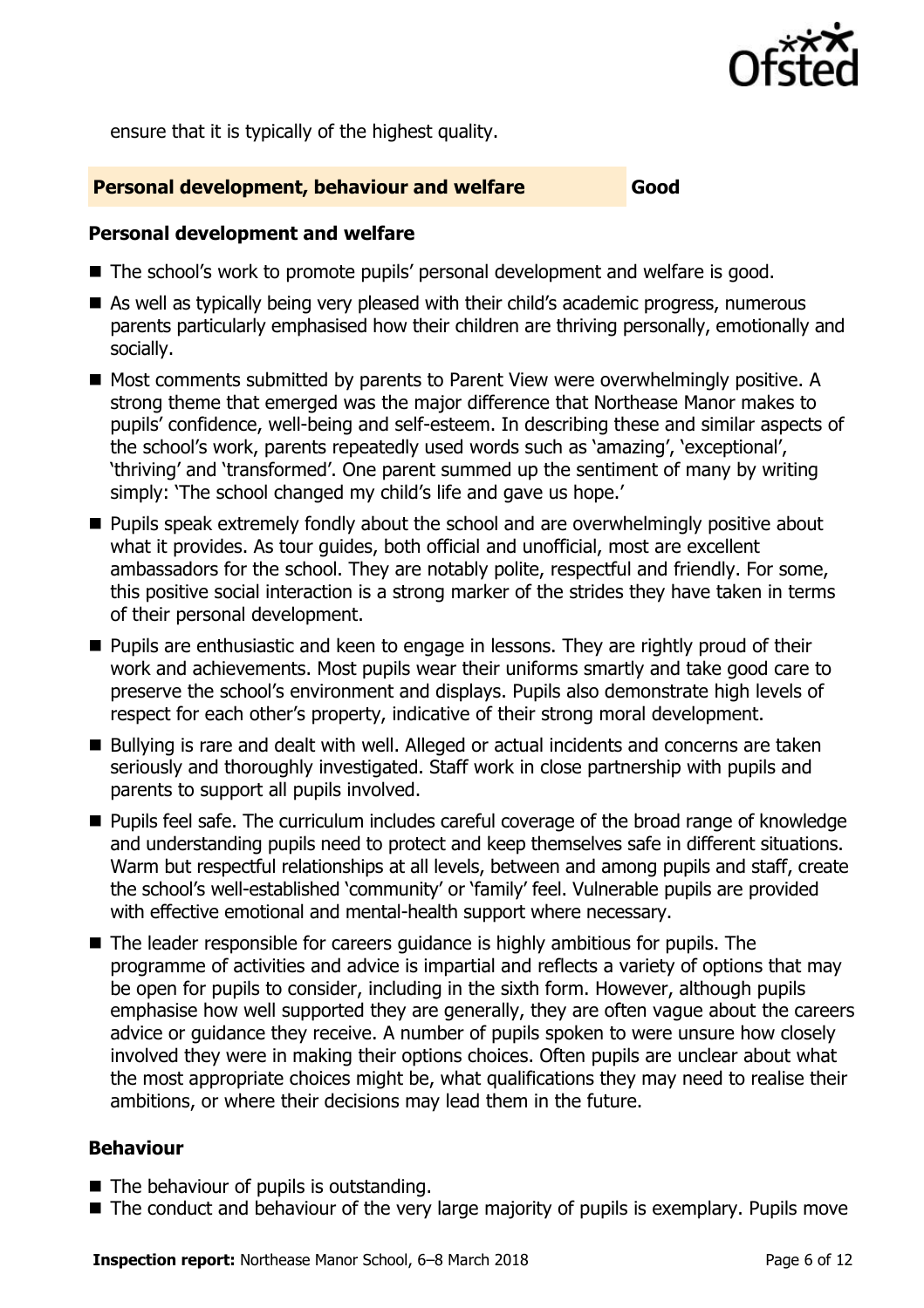ensure that it is typically of the highest quality.

## Personal development, behaviour and welfare — Good

### Personal development and welfare

- The school's work to promote pupils' personal development and welfare is good.
- As well as typically being very pleased with their child's academic progress, numerous parents particularly emphasised how their children are thriving personally, emotionally and socially.
- Most comments submitted by parents to Parent View were overwhelmingly positive. A strong theme that emerged was the major difference that Northease Manor makes to pupils' confidence, well-being and self-esteem. In describing these and similar aspects of the school's work, parents repeatedly used words such as 'amazing', 'exceptional', 'thriving' and 'transformed'. One parent summed up the sentiment of many by writing simply: 'The school changed my child's life and gave us hope.'
- Pupils speak extremely fondly about the school and are overwhelmingly positive about what it provides. As tour guides, both official and unofficial, most are excellent ambassadors for the school. They are notably polite, respectful and friendly. For some, this positive social interaction is a strong marker of the strides they have taken in terms of their personal development.
- Pupils are enthusiastic and keen to engage in lessons. They are rightly proud of their work and achievements. Most pupils wear their uniforms smartly and take good care to preserve the school's environment and displays. Pupils also demonstrate high levels of respect for each other's property, indicative of their strong moral development.
- Bullying is rare and dealt with well. Alleged or actual incidents and concerns are taken seriously and thoroughly investigated. Staff work in close partnership with pupils and parents to support all pupils involved.
- Pupils feel safe. The curriculum includes careful coverage of the broad range of knowledge and understanding pupils need to protect and keep themselves safe in different situations. Warm but respectful relationships at all levels, between and among pupils and staff, create the school's well-established 'community' or 'family' feel. Vulnerable pupils are provided with effective emotional and mental-health support where necessary.
- The leader responsible for careers guidance is highly ambitious for pupils. The programme of activities and advice is impartial and reflects a variety of options that may be open for pupils to consider, including in the sixth form. However, although pupils emphasise how well supported they are generally, they are often vague about the careers advice or guidance they receive. A number of pupils spoken to were unsure how closely involved they were in making their options choices. Often pupils are unclear about what the most appropriate choices might be, what qualifications they may need to realise their ambitions, or where their decisions may lead them in the future.

### Behaviour

- The behaviour of pupils is outstanding.
- The conduct and behaviour of the very large majority of pupils is exemplary. Pupils move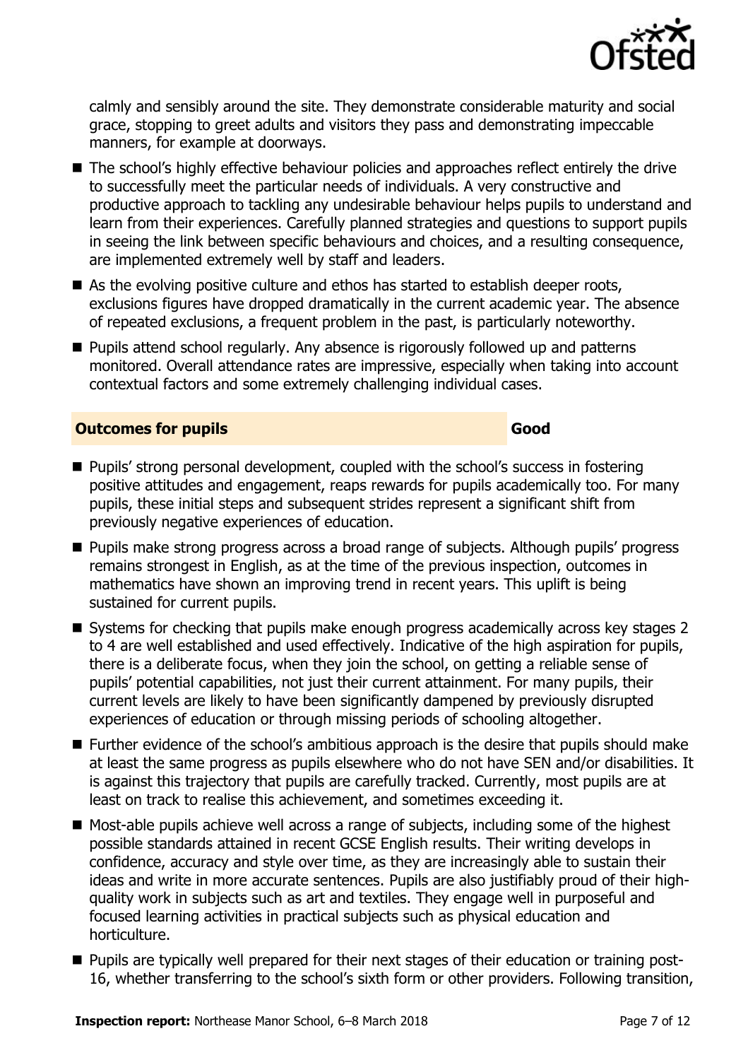calmly and sensibly around the site. They demonstrate considerable maturity and social grace, stopping to greet adults and visitors they pass and demonstrating impeccable manners, for example at doorways.

- The school's highly effective behaviour policies and approaches reflect entirely the drive to successfully meet the particular needs of individuals. A very constructive and productive approach to tackling any undesirable behaviour helps pupils to understand and learn from their experiences. Carefully planned strategies and questions to support pupils in seeing the link between specific behaviours and choices, and a resulting consequence, are implemented extremely well by staff and leaders.
- As the evolving positive culture and ethos has started to establish deeper roots, exclusions figures have dropped dramatically in the current academic year. The absence of repeated exclusions, a frequent problem in the past, is particularly noteworthy.
- Pupils attend school regularly. Any absence is rigorously followed up and patterns monitored. Overall attendance rates are impressive, especially when taking into account contextual factors and some extremely challenging individual cases.

## Outcomes for pupils — Good

- Pupils' strong personal development, coupled with the school's success in fostering positive attitudes and engagement, reaps rewards for pupils academically too. For many pupils, these initial steps and subsequent strides represent a significant shift from previously negative experiences of education.
- Pupils make strong progress across a broad range of subjects. Although pupils' progress remains strongest in English, as at the time of the previous inspection, outcomes in mathematics have shown an improving trend in recent years. This uplift is being sustained for current pupils.
- Systems for checking that pupils make enough progress academically across key stages 2 to 4 are well established and used effectively. Indicative of the high aspiration for pupils, there is a deliberate focus, when they join the school, on getting a reliable sense of pupils' potential capabilities, not just their current attainment. For many pupils, their current levels are likely to have been significantly dampened by previously disrupted experiences of education or through missing periods of schooling altogether.
- Further evidence of the school's ambitious approach is the desire that pupils should make at least the same progress as pupils elsewhere who do not have SEN and/or disabilities. It is against this trajectory that pupils are carefully tracked. Currently, most pupils are at least on track to realise this achievement, and sometimes exceeding it.
- Most-able pupils achieve well across a range of subjects, including some of the highest possible standards attained in recent GCSE English results. Their writing develops in confidence, accuracy and style over time, as they are increasingly able to sustain their ideas and write in more accurate sentences. Pupils are also justifiably proud of their high-quality work in subjects such as art and textiles. They engage well in purposeful and focused learning activities in practical subjects such as physical education and horticulture.
- Pupils are typically well prepared for their next stages of their education or training post-16, whether transferring to the school's sixth form or other providers. Following transition,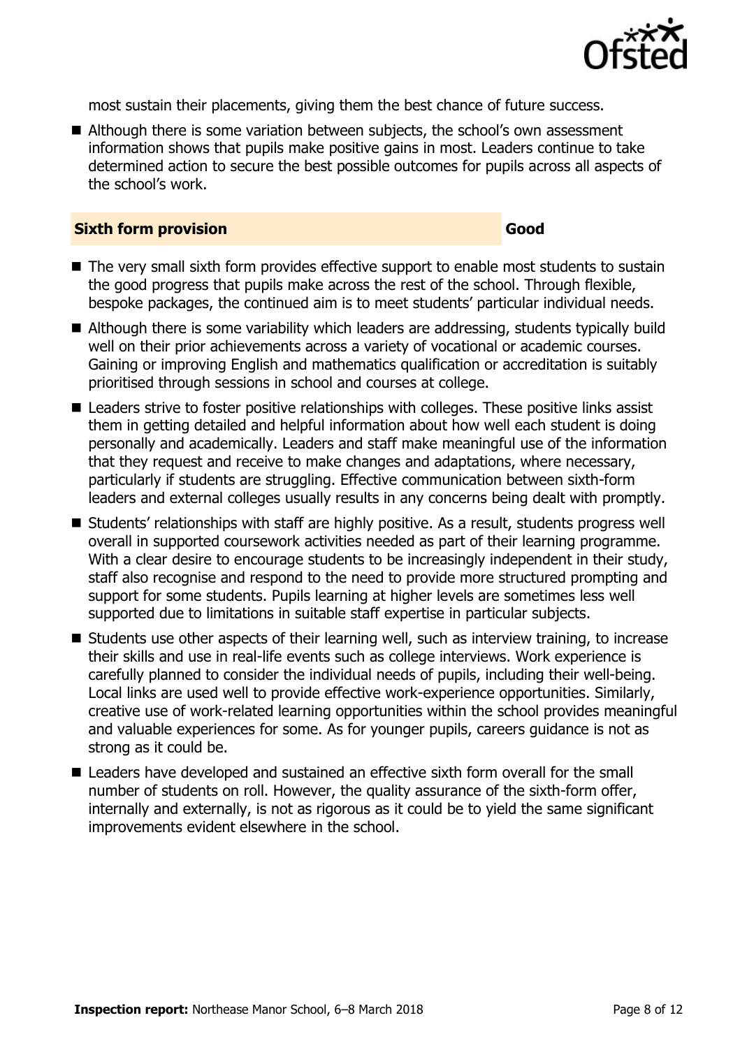most sustain their placements, giving them the best chance of future success.

- Although there is some variation between subjects, the school's own assessment information shows that pupils make positive gains in most. Leaders continue to take determined action to secure the best possible outcomes for pupils across all aspects of the school's work.

### Sixth form provision — Good

- The very small sixth form provides effective support to enable most students to sustain the good progress that pupils make across the rest of the school. Through flexible, bespoke packages, the continued aim is to meet students' particular individual needs.
- Although there is some variability which leaders are addressing, students typically build well on their prior achievements across a variety of vocational or academic courses. Gaining or improving English and mathematics qualification or accreditation is suitably prioritised through sessions in school and courses at college.
- Leaders strive to foster positive relationships with colleges. These positive links assist them in getting detailed and helpful information about how well each student is doing personally and academically. Leaders and staff make meaningful use of the information that they request and receive to make changes and adaptations, where necessary, particularly if students are struggling. Effective communication between sixth-form leaders and external colleges usually results in any concerns being dealt with promptly.
- Students' relationships with staff are highly positive. As a result, students progress well overall in supported coursework activities needed as part of their learning programme. With a clear desire to encourage students to be increasingly independent in their study, staff also recognise and respond to the need to provide more structured prompting and support for some students. Pupils learning at higher levels are sometimes less well supported due to limitations in suitable staff expertise in particular subjects.
- Students use other aspects of their learning well, such as interview training, to increase their skills and use in real-life events such as college interviews. Work experience is carefully planned to consider the individual needs of pupils, including their well-being. Local links are used well to provide effective work-experience opportunities. Similarly, creative use of work-related learning opportunities within the school provides meaningful and valuable experiences for some. As for younger pupils, careers guidance is not as strong as it could be.
- Leaders have developed and sustained an effective sixth form overall for the small number of students on roll. However, the quality assurance of the sixth-form offer, internally and externally, is not as rigorous as it could be to yield the same significant improvements evident elsewhere in the school.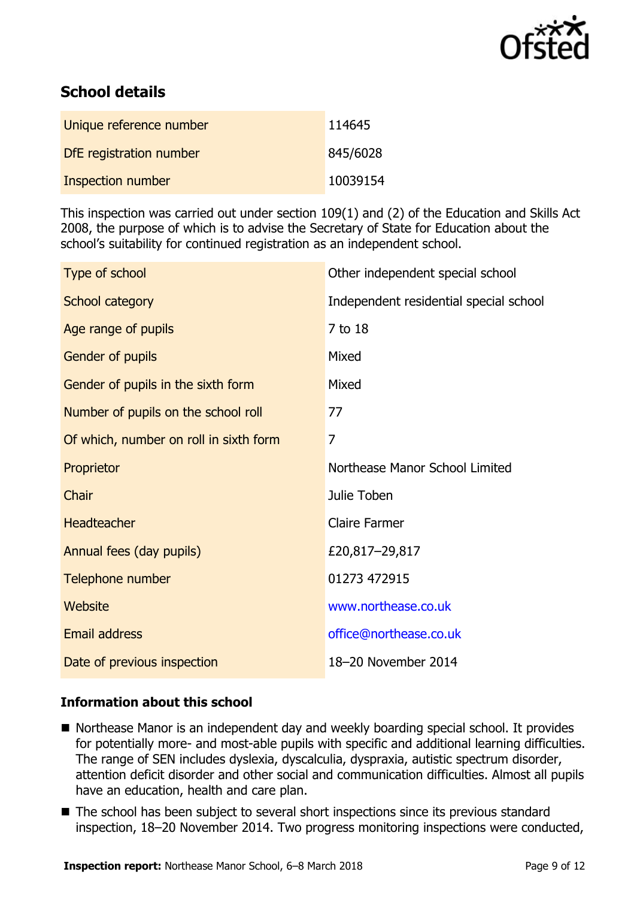## School details

| | |
|---|---|
| Unique reference number | 114645 |
| DfE registration number | 845/6028 |
| Inspection number | 10039154 |

This inspection was carried out under section 109(1) and (2) of the Education and Skills Act 2008, the purpose of which is to advise the Secretary of State for Education about the school's suitability for continued registration as an independent school.

| | |
|---|---|
| Type of school | Other independent special school |
| School category | Independent residential special school |
| Age range of pupils | 7 to 18 |
| Gender of pupils | Mixed |
| Gender of pupils in the sixth form | Mixed |
| Number of pupils on the school roll | 77 |
| Of which, number on roll in sixth form | 7 |
| Proprietor | Northease Manor School Limited |
| Chair | Julie Toben |
| Headteacher | Claire Farmer |
| Annual fees (day pupils) | £20,817–29,817 |
| Telephone number | 01273 472915 |
| Website | www.northease.co.uk |
| Email address | office@northease.co.uk |
| Date of previous inspection | 18–20 November 2014 |

### Information about this school

- Northease Manor is an independent day and weekly boarding special school. It provides for potentially more- and most-able pupils with specific and additional learning difficulties. The range of SEN includes dyslexia, dyscalculia, dyspraxia, autistic spectrum disorder, attention deficit disorder and other social and communication difficulties. Almost all pupils have an education, health and care plan.
- The school has been subject to several short inspections since its previous standard inspection, 18–20 November 2014. Two progress monitoring inspections were conducted,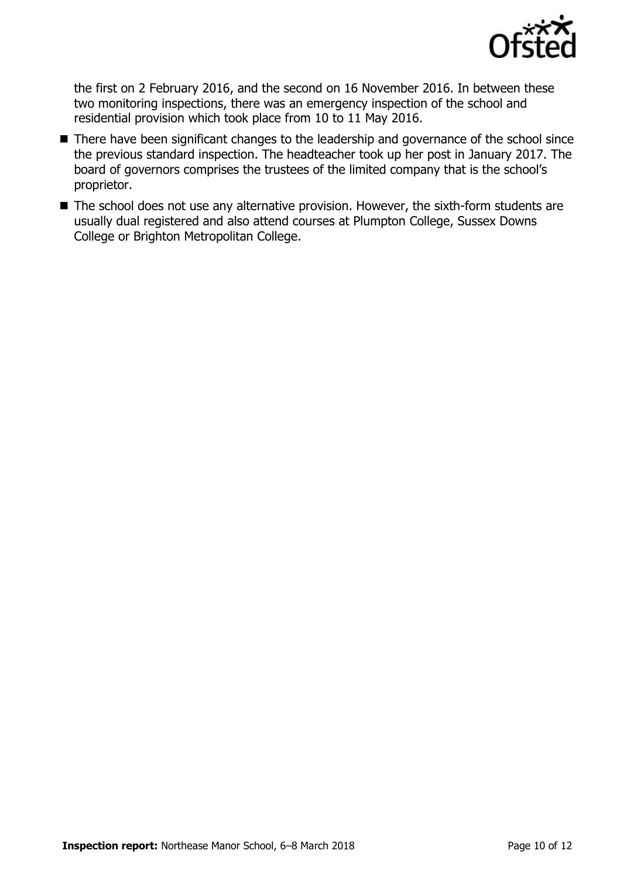the first on 2 February 2016, and the second on 16 November 2016. In between these two monitoring inspections, there was an emergency inspection of the school and residential provision which took place from 10 to 11 May 2016.

- There have been significant changes to the leadership and governance of the school since the previous standard inspection. The headteacher took up her post in January 2017. The board of governors comprises the trustees of the limited company that is the school's proprietor.
- The school does not use any alternative provision. However, the sixth-form students are usually dual registered and also attend courses at Plumpton College, Sussex Downs College or Brighton Metropolitan College.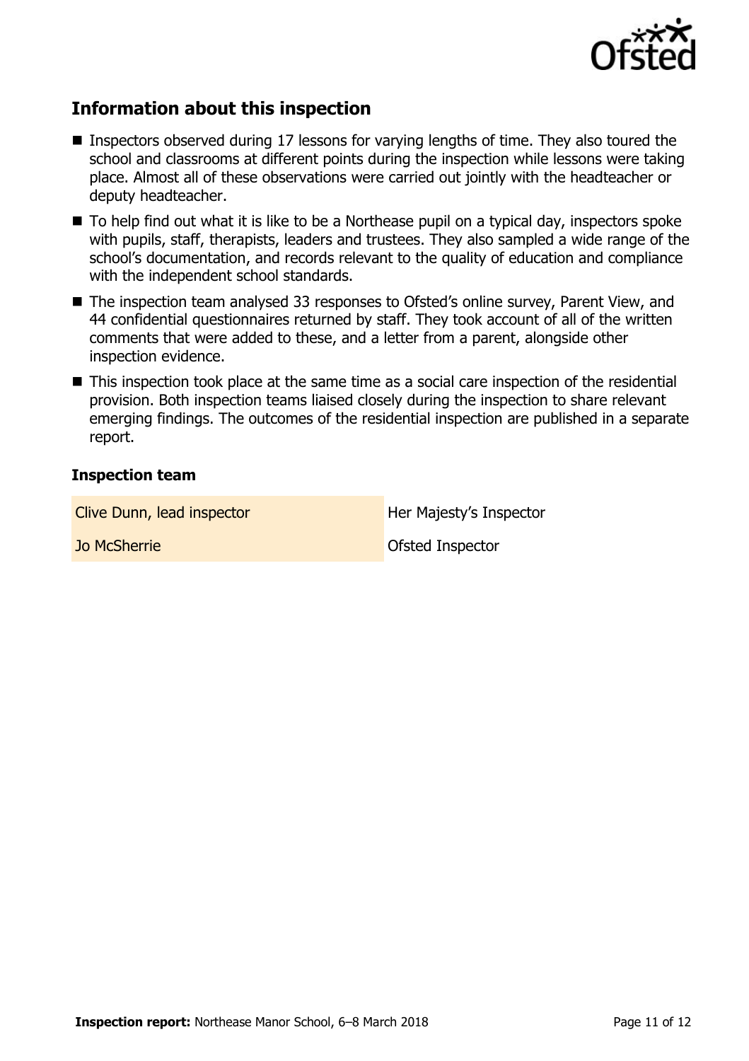## Information about this inspection

- Inspectors observed during 17 lessons for varying lengths of time. They also toured the school and classrooms at different points during the inspection while lessons were taking place. Almost all of these observations were carried out jointly with the headteacher or deputy headteacher.
- To help find out what it is like to be a Northease pupil on a typical day, inspectors spoke with pupils, staff, therapists, leaders and trustees. They also sampled a wide range of the school's documentation, and records relevant to the quality of education and compliance with the independent school standards.
- The inspection team analysed 33 responses to Ofsted's online survey, Parent View, and 44 confidential questionnaires returned by staff. They took account of all of the written comments that were added to these, and a letter from a parent, alongside other inspection evidence.
- This inspection took place at the same time as a social care inspection of the residential provision. Both inspection teams liaised closely during the inspection to share relevant emerging findings. The outcomes of the residential inspection are published in a separate report.

### Inspection team

| | |
|---|---|
| Clive Dunn, lead inspector | Her Majesty's Inspector |
| Jo McSherrie | Ofsted Inspector |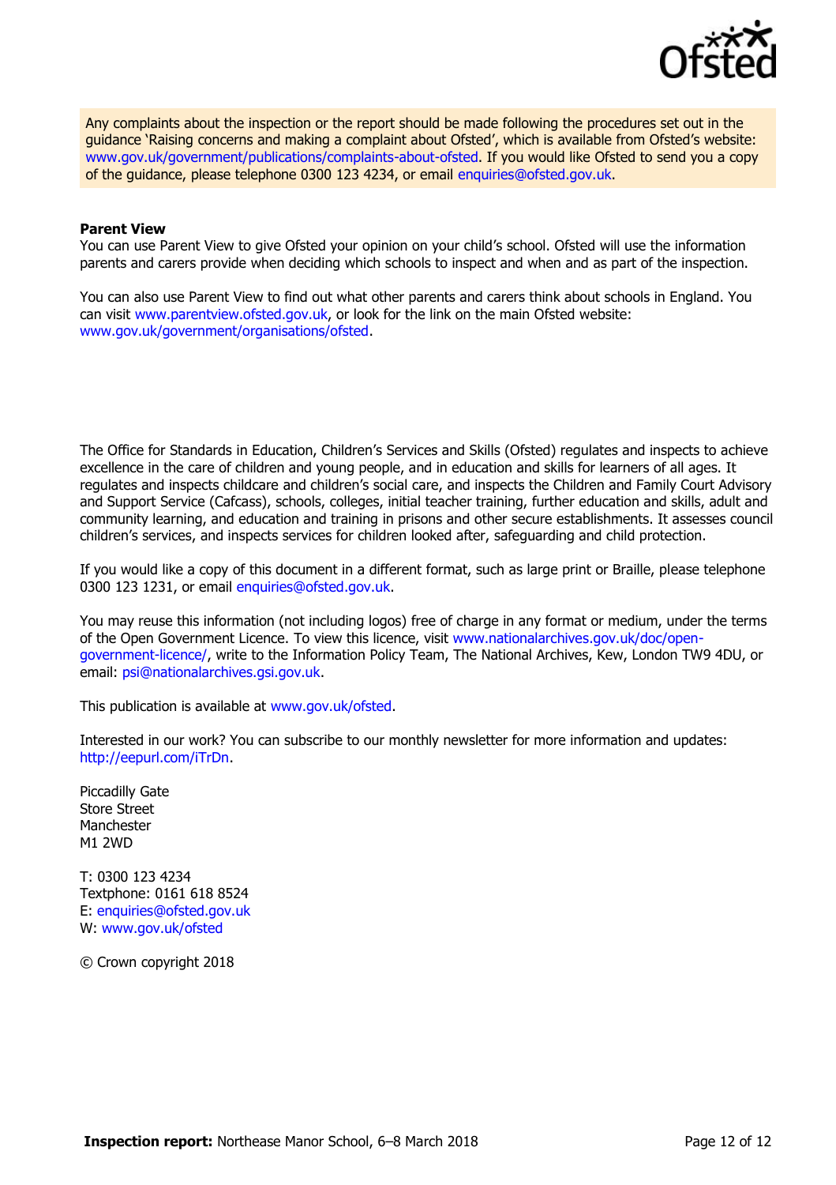Any complaints about the inspection or the report should be made following the procedures set out in the guidance 'Raising concerns and making a complaint about Ofsted', which is available from Ofsted's website: www.gov.uk/government/publications/complaints-about-ofsted. If you would like Ofsted to send you a copy of the guidance, please telephone 0300 123 4234, or email enquiries@ofsted.gov.uk.

**Parent View**

You can use Parent View to give Ofsted your opinion on your child's school. Ofsted will use the information parents and carers provide when deciding which schools to inspect and when and as part of the inspection.

You can also use Parent View to find out what other parents and carers think about schools in England. You can visit www.parentview.ofsted.gov.uk, or look for the link on the main Ofsted website: www.gov.uk/government/organisations/ofsted.

The Office for Standards in Education, Children's Services and Skills (Ofsted) regulates and inspects to achieve excellence in the care of children and young people, and in education and skills for learners of all ages. It regulates and inspects childcare and children's social care, and inspects the Children and Family Court Advisory and Support Service (Cafcass), schools, colleges, initial teacher training, further education and skills, adult and community learning, and education and training in prisons and other secure establishments. It assesses council children's services, and inspects services for children looked after, safeguarding and child protection.

If you would like a copy of this document in a different format, such as large print or Braille, please telephone 0300 123 1231, or email enquiries@ofsted.gov.uk.

You may reuse this information (not including logos) free of charge in any format or medium, under the terms of the Open Government Licence. To view this licence, visit www.nationalarchives.gov.uk/doc/open-government-licence/, write to the Information Policy Team, The National Archives, Kew, London TW9 4DU, or email: psi@nationalarchives.gsi.gov.uk.

This publication is available at www.gov.uk/ofsted.

Interested in our work? You can subscribe to our monthly newsletter for more information and updates: http://eepurl.com/iTrDn.

Piccadilly Gate
Store Street
Manchester
M1 2WD

T: 0300 123 4234
Textphone: 0161 618 8524
E: enquiries@ofsted.gov.uk
W: www.gov.uk/ofsted

© Crown copyright 2018